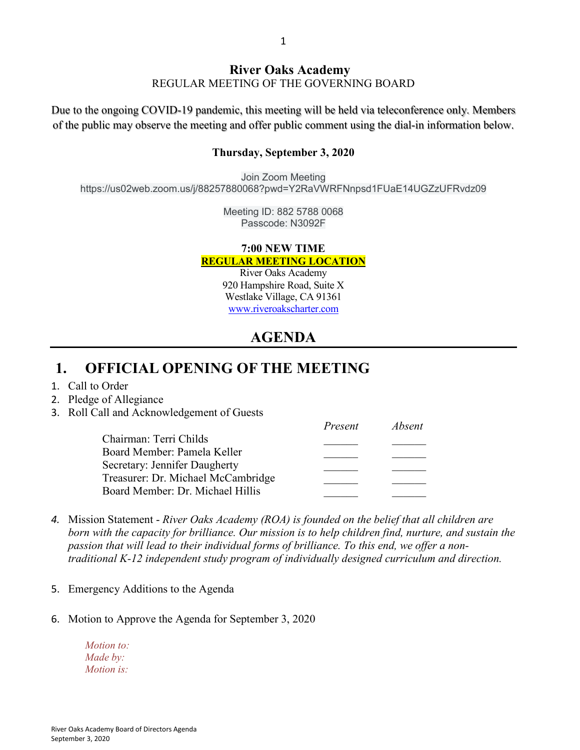# River Oaks Academy

REGULAR MEETING OF THE GOVERNING BOARD

Due to the ongoing COVID-19 pandemic, this meeting will be held via teleconference only. Members of the public may observe the meeting and offer public comment using the dial-in information below.

**Thursday, September 3, 2020**

Join Zoom Meeting
https://us02web.zoom.us/j/88257880068?pwd=Y2RaVWRFNnpsd1FUaE14UGZzUFRvdz09

Meeting ID: 882 5788 0068
Passcode: N3092F

**7:00 NEW TIME**

**REGULAR MEETING LOCATION**

River Oaks Academy
920 Hampshire Road, Suite X
Westlake Village, CA 91361
www.riveroakscharter.com

## AGENDA

## 1. OFFICIAL OPENING OF THE MEETING

1. Call to Order
2. Pledge of Allegiance
3. Roll Call and Acknowledgement of Guests

| | *Present* | *Absent* |
|---|---|---|
| Chairman: Terri Childs | ______ | ______ |
| Board Member: Pamela Keller | ______ | ______ |
| Secretary: Jennifer Daugherty | ______ | ______ |
| Treasurer: Dr. Michael McCambridge | ______ | ______ |
| Board Member: Dr. Michael Hillis | ______ | ______ |

4. Mission Statement - *River Oaks Academy (ROA) is founded on the belief that all children are born with the capacity for brilliance. Our mission is to help children find, nurture, and sustain the passion that will lead to their individual forms of brilliance. To this end, we offer a non-traditional K-12 independent study program of individually designed curriculum and direction.*

5. Emergency Additions to the Agenda

6. Motion to Approve the Agenda for September 3, 2020

   *Motion to:*
   *Made by:*
   *Motion is:*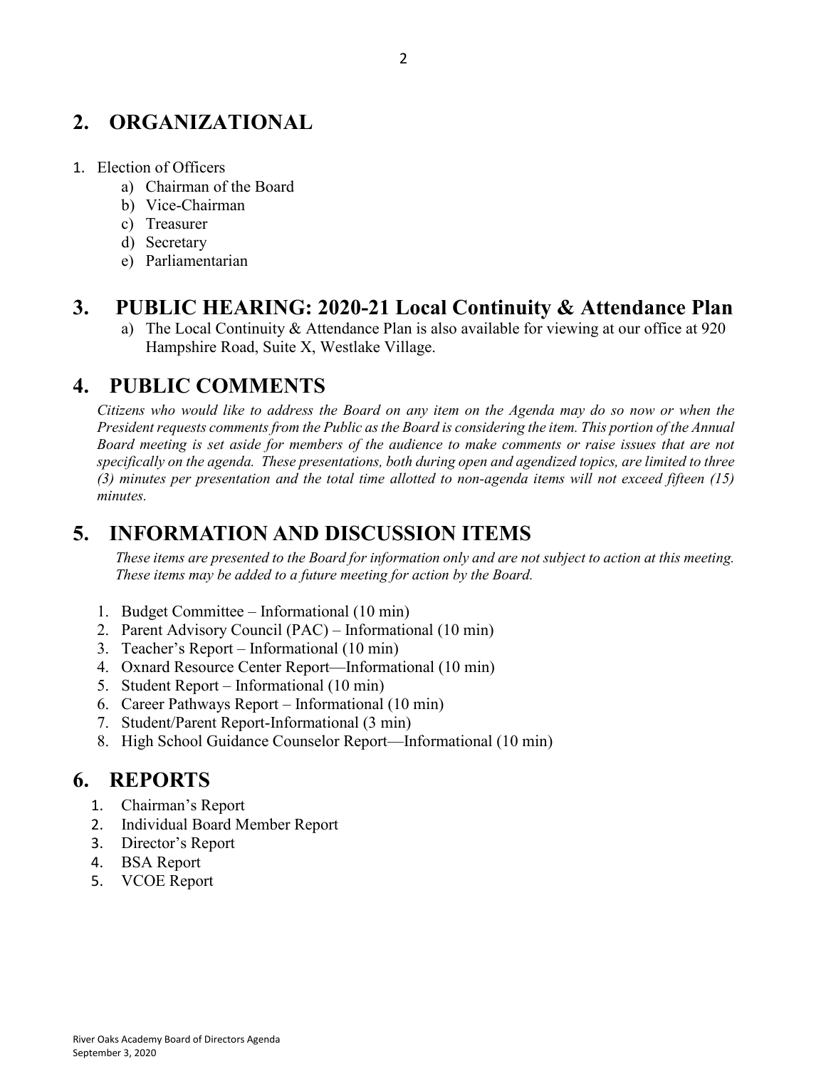## 2. ORGANIZATIONAL

1. Election of Officers
   a) Chairman of the Board
   b) Vice-Chairman
   c) Treasurer
   d) Secretary
   e) Parliamentarian

## 3. PUBLIC HEARING: 2020-21 Local Continuity & Attendance Plan

a) The Local Continuity & Attendance Plan is also available for viewing at our office at 920 Hampshire Road, Suite X, Westlake Village.

## 4. PUBLIC COMMENTS

*Citizens who would like to address the Board on any item on the Agenda may do so now or when the President requests comments from the Public as the Board is considering the item. This portion of the Annual Board meeting is set aside for members of the audience to make comments or raise issues that are not specifically on the agenda. These presentations, both during open and agendized topics, are limited to three (3) minutes per presentation and the total time allotted to non-agenda items will not exceed fifteen (15) minutes.*

## 5. INFORMATION AND DISCUSSION ITEMS

*These items are presented to the Board for information only and are not subject to action at this meeting. These items may be added to a future meeting for action by the Board.*

1. Budget Committee – Informational (10 min)
2. Parent Advisory Council (PAC) – Informational (10 min)
3. Teacher's Report – Informational (10 min)
4. Oxnard Resource Center Report—Informational (10 min)
5. Student Report – Informational (10 min)
6. Career Pathways Report – Informational (10 min)
7. Student/Parent Report-Informational (3 min)
8. High School Guidance Counselor Report—Informational (10 min)

## 6. REPORTS

1. Chairman's Report
2. Individual Board Member Report
3. Director's Report
4. BSA Report
5. VCOE Report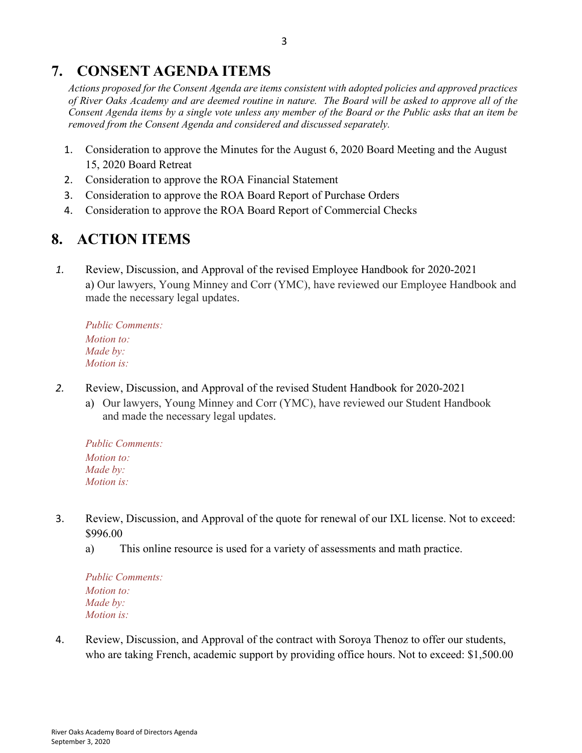## 7. CONSENT AGENDA ITEMS

*Actions proposed for the Consent Agenda are items consistent with adopted policies and approved practices of River Oaks Academy and are deemed routine in nature. The Board will be asked to approve all of the Consent Agenda items by a single vote unless any member of the Board or the Public asks that an item be removed from the Consent Agenda and considered and discussed separately.*

1. Consideration to approve the Minutes for the August 6, 2020 Board Meeting and the August 15, 2020 Board Retreat
2. Consideration to approve the ROA Financial Statement
3. Consideration to approve the ROA Board Report of Purchase Orders
4. Consideration to approve the ROA Board Report of Commercial Checks

## 8. ACTION ITEMS

1. Review, Discussion, and Approval of the revised Employee Handbook for 2020-2021
   a) Our lawyers, Young Minney and Corr (YMC), have reviewed our Employee Handbook and made the necessary legal updates.

   *Public Comments:*
   *Motion to:*
   *Made by:*
   *Motion is:*

2. Review, Discussion, and Approval of the revised Student Handbook for 2020-2021
   a) Our lawyers, Young Minney and Corr (YMC), have reviewed our Student Handbook and made the necessary legal updates.

   *Public Comments:*
   *Motion to:*
   *Made by:*
   *Motion is:*

3. Review, Discussion, and Approval of the quote for renewal of our IXL license. Not to exceed: $996.00
   a) This online resource is used for a variety of assessments and math practice.

   *Public Comments:*
   *Motion to:*
   *Made by:*
   *Motion is:*

4. Review, Discussion, and Approval of the contract with Soroya Thenoz to offer our students, who are taking French, academic support by providing office hours. Not to exceed: $1,500.00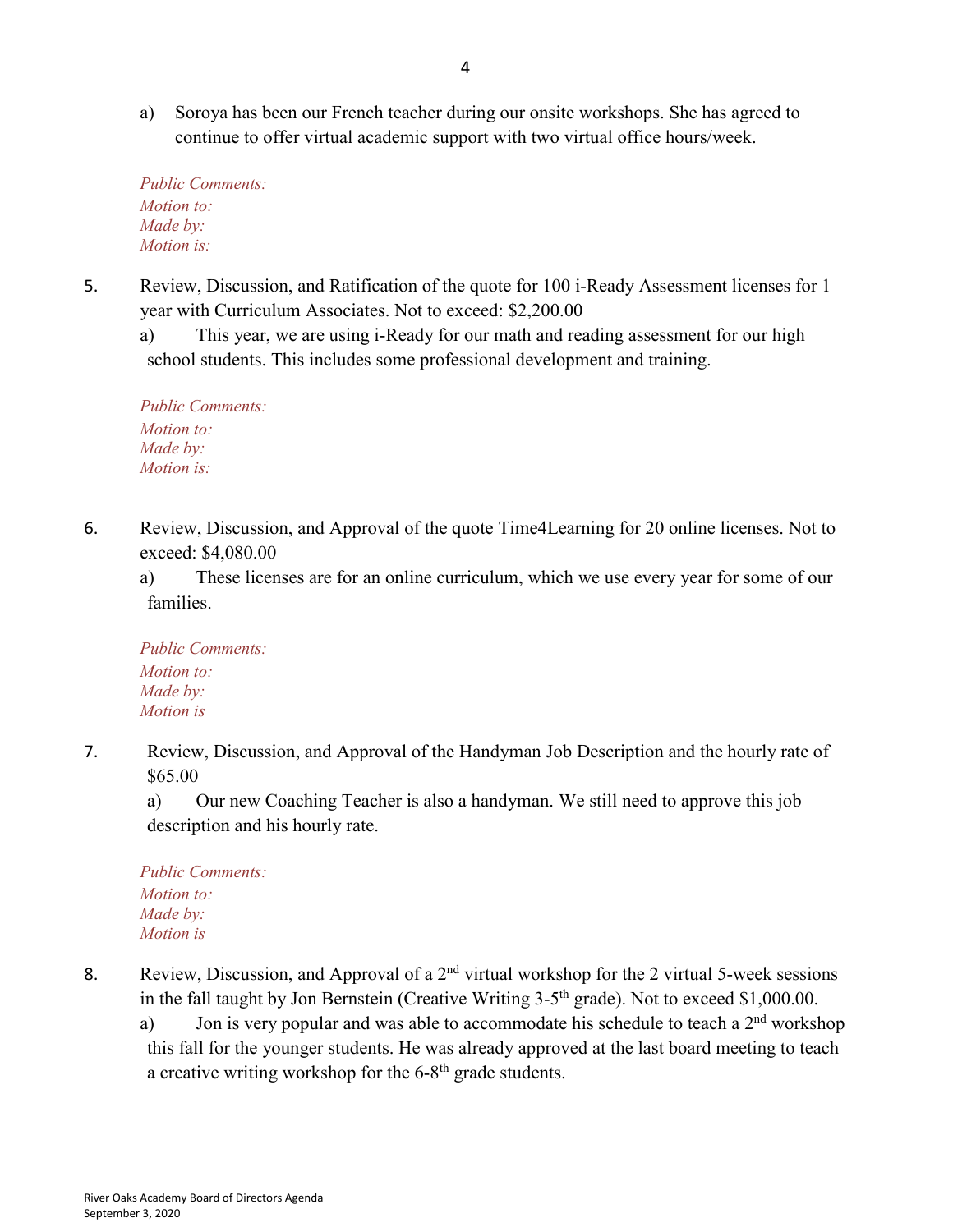a) Soroya has been our French teacher during our onsite workshops. She has agreed to continue to offer virtual academic support with two virtual office hours/week.

*Public Comments:*
*Motion to:*
*Made by:*
*Motion is:*

5. Review, Discussion, and Ratification of the quote for 100 i-Ready Assessment licenses for 1 year with Curriculum Associates. Not to exceed: $2,200.00

   a) This year, we are using i-Ready for our math and reading assessment for our high school students. This includes some professional development and training.

*Public Comments:*
*Motion to:*
*Made by:*
*Motion is:*

6. Review, Discussion, and Approval of the quote Time4Learning for 20 online licenses. Not to exceed: $4,080.00

   a) These licenses are for an online curriculum, which we use every year for some of our families.

*Public Comments:*
*Motion to:*
*Made by:*
*Motion is*

7. Review, Discussion, and Approval of the Handyman Job Description and the hourly rate of $65.00

   a) Our new Coaching Teacher is also a handyman. We still need to approve this job description and his hourly rate.

*Public Comments:*
*Motion to:*
*Made by:*
*Motion is*

8. Review, Discussion, and Approval of a 2nd virtual workshop for the 2 virtual 5-week sessions in the fall taught by Jon Bernstein (Creative Writing 3-5th grade). Not to exceed $1,000.00.

   a) Jon is very popular and was able to accommodate his schedule to teach a 2nd workshop this fall for the younger students. He was already approved at the last board meeting to teach a creative writing workshop for the 6-8th grade students.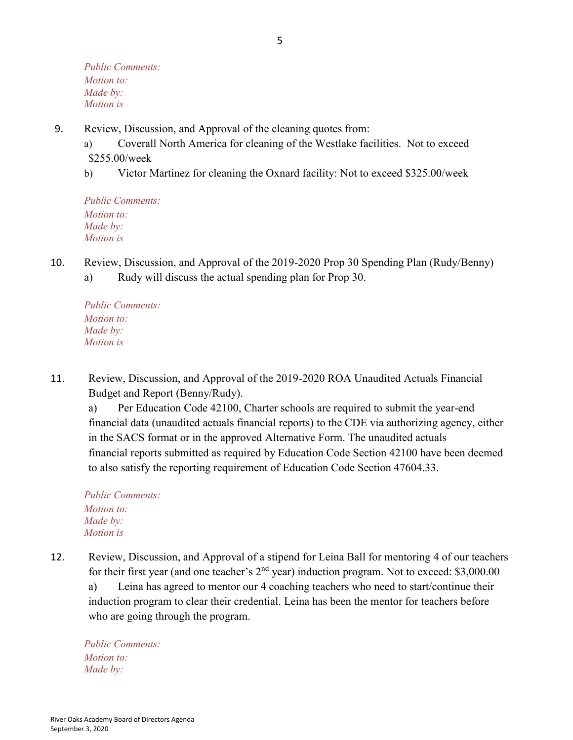*Public Comments:*
*Motion to:*
*Made by:*
*Motion is*

9. Review, Discussion, and Approval of the cleaning quotes from:
   a) Coverall North America for cleaning of the Westlake facilities. Not to exceed $255.00/week
   b) Victor Martinez for cleaning the Oxnard facility: Not to exceed $325.00/week

*Public Comments:*
*Motion to:*
*Made by:*
*Motion is*

10. Review, Discussion, and Approval of the 2019-2020 Prop 30 Spending Plan (Rudy/Benny)
    a) Rudy will discuss the actual spending plan for Prop 30.

*Public Comments:*
*Motion to:*
*Made by:*
*Motion is*

11. Review, Discussion, and Approval of the 2019-2020 ROA Unaudited Actuals Financial Budget and Report (Benny/Rudy).
    a) Per Education Code 42100, Charter schools are required to submit the year-end financial data (unaudited actuals financial reports) to the CDE via authorizing agency, either in the SACS format or in the approved Alternative Form. The unaudited actuals financial reports submitted as required by Education Code Section 42100 have been deemed to also satisfy the reporting requirement of Education Code Section 47604.33.

*Public Comments:*
*Motion to:*
*Made by:*
*Motion is*

12. Review, Discussion, and Approval of a stipend for Leina Ball for mentoring 4 of our teachers for their first year (and one teacher's 2nd year) induction program. Not to exceed: $3,000.00
    a) Leina has agreed to mentor our 4 coaching teachers who need to start/continue their induction program to clear their credential. Leina has been the mentor for teachers before who are going through the program.

*Public Comments:*
*Motion to:*
*Made by:*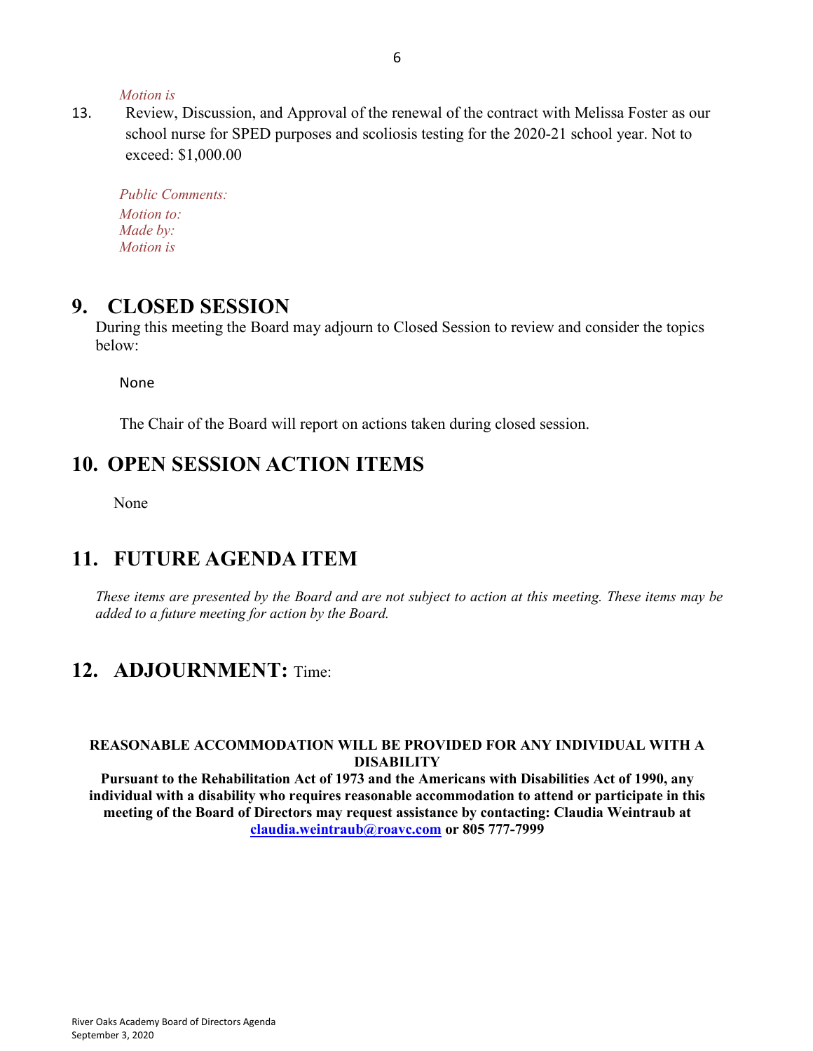*Motion is*

13. Review, Discussion, and Approval of the renewal of the contract with Melissa Foster as our school nurse for SPED purposes and scoliosis testing for the 2020-21 school year. Not to exceed: $1,000.00

*Public Comments:*
*Motion to:*
*Made by:*
*Motion is*

# 9. CLOSED SESSION

During this meeting the Board may adjourn to Closed Session to review and consider the topics below:

None

The Chair of the Board will report on actions taken during closed session.

# 10. OPEN SESSION ACTION ITEMS

None

# 11. FUTURE AGENDA ITEM

*These items are presented by the Board and are not subject to action at this meeting. These items may be added to a future meeting for action by the Board.*

# 12. ADJOURNMENT: Time:

**REASONABLE ACCOMMODATION WILL BE PROVIDED FOR ANY INDIVIDUAL WITH A DISABILITY**

**Pursuant to the Rehabilitation Act of 1973 and the Americans with Disabilities Act of 1990, any individual with a disability who requires reasonable accommodation to attend or participate in this meeting of the Board of Directors may request assistance by contacting: Claudia Weintraub at [claudia.weintraub@roavc.com](mailto:claudia.weintraub@roavc.com) or 805 777-7999**